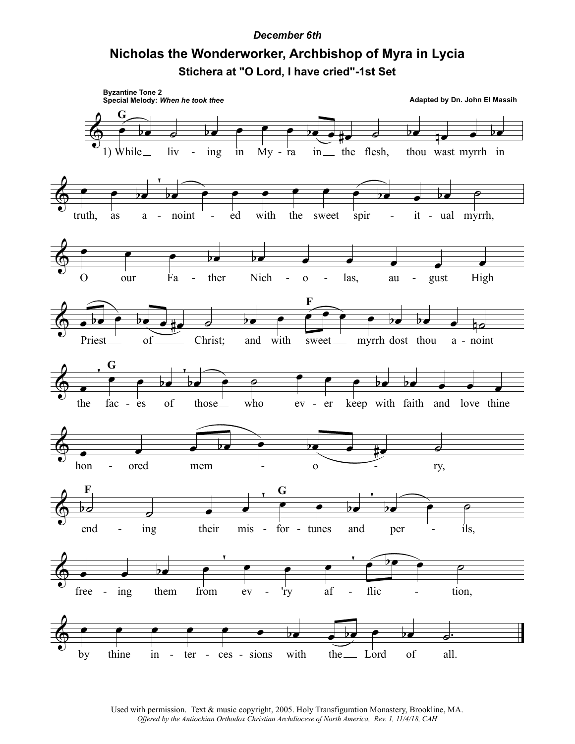*December 6th*

# Nicholas the Wonderworker, Archbishop of Myra in Lycia

## Stichera at "O Lord, I have cried"-1st Set

**Byzantine Tone 2**
**Special Melody:** ***When he took thee***

**Adapted by Dn. John El Massih**

1) While living in Myra in the flesh, thou wast myrrh in truth, as anointed with the sweet spiritual myrrh, O our Father Nicholas, august High Priest of Christ; and with sweet myrrh dost thou anoint the faces of those who ever keep with faith and love thine honored memory, ending their misfortunes and perils, freeing them from ev'ry affliction, by thine intercessions with the Lord of all.

Used with permission. Text & music copyright, 2005. Holy Transfiguration Monastery, Brookline, MA.
*Offered by the Antiochian Orthodox Christian Archdiocese of North America, Rev. 1, 11/4/18, CAH*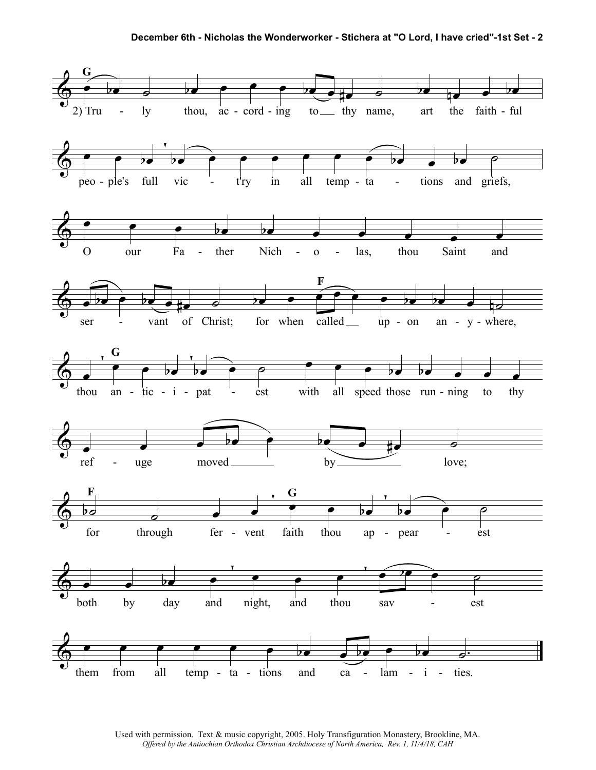G

2) Truly thou, according to thy name, art the faithful people's full vic - t'ry in all temptations and griefs, O our Father Nicholas, thou Saint and servant of Christ; for when

F

called upon anywhere,

G

thou anticipatest with all speed those running to thy refuge moved by love;

F

for through fervent

G

faith thou appearest both by day and night, and thou savest them from all temptations and calamities.

Used with permission. Text & music copyright, 2005. Holy Transfiguration Monastery, Brookline, MA.
*Offered by the Antiochian Orthodox Christian Archdiocese of North America, Rev. 1, 11/4/18, CAH*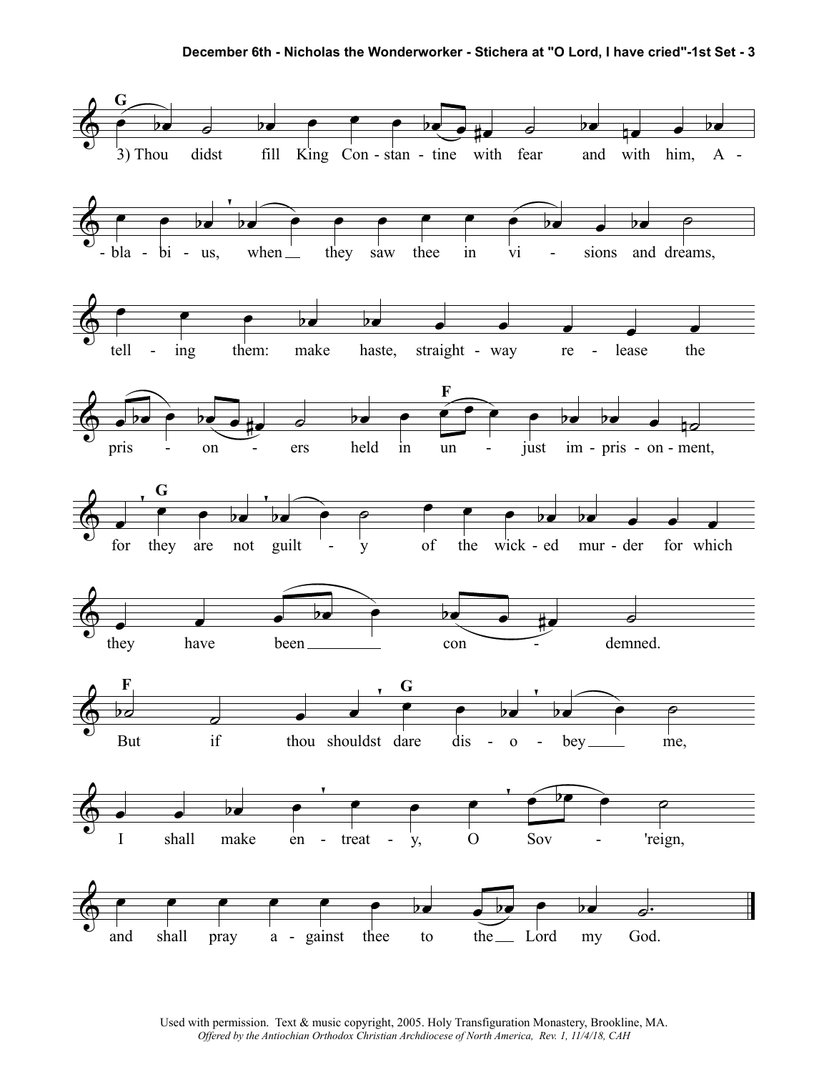**G**

3) Thou didst fill King Con - stan - tine with fear and with him, A - bla - bi - us, when__ they saw thee in vi - sions and dreams,

tell - ing them: make haste, straight - way re - lease the pris - on - ers held in un - just im - pris - on - ment,

**F**

**G**

for they are not guilt - y of the wick - ed mur - der for which they have been________ con - demned.

**F** **G**

But if thou shouldst dare dis - o - bey____ me,

I shall make en - treat - y, O Sov - 'reign,

and shall pray a - gainst thee to the__ Lord my God.

Used with permission. Text & music copyright, 2005. Holy Transfiguration Monastery, Brookline, MA.

*Offered by the Antiochian Orthodox Christian Archdiocese of North America, Rev. 1, 11/4/18, CAH*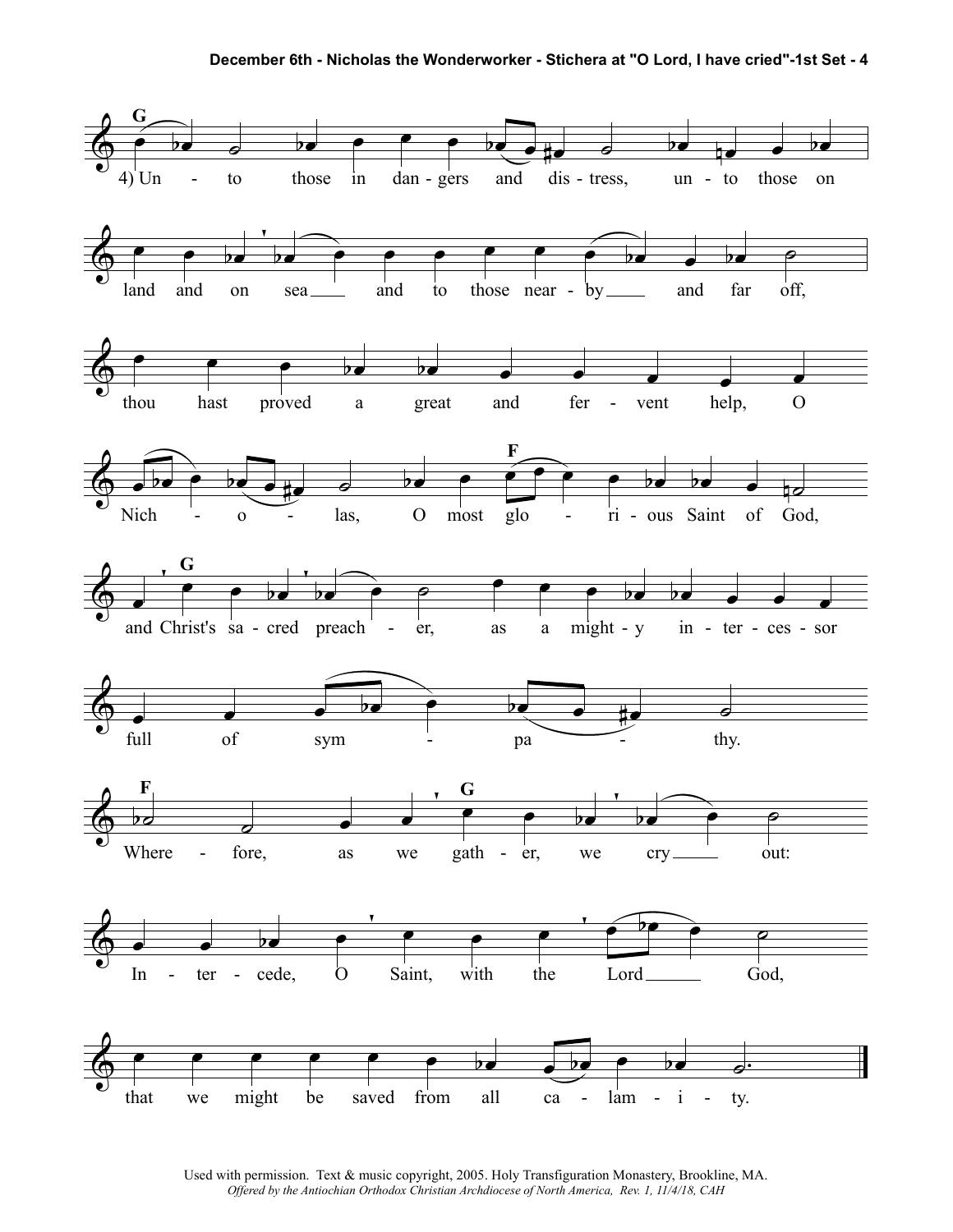G

4) Unto those in dangers and distress, unto those on land and on sea and to those near-by and far off, thou hast proved a great and fervent help, O Nicholas, O most glo- F rious Saint of God,

G

and Christ's sacred preacher, as a mighty intercessor full of sympathy.

F

Wherefore, as we G gather, we cry out:

Intercede, O Saint, with the Lord God, that we might be saved from all calamity.

Used with permission. Text & music copyright, 2005. Holy Transfiguration Monastery, Brookline, MA.
*Offered by the Antiochian Orthodox Christian Archdiocese of North America, Rev. 1, 11/4/18, CAH*